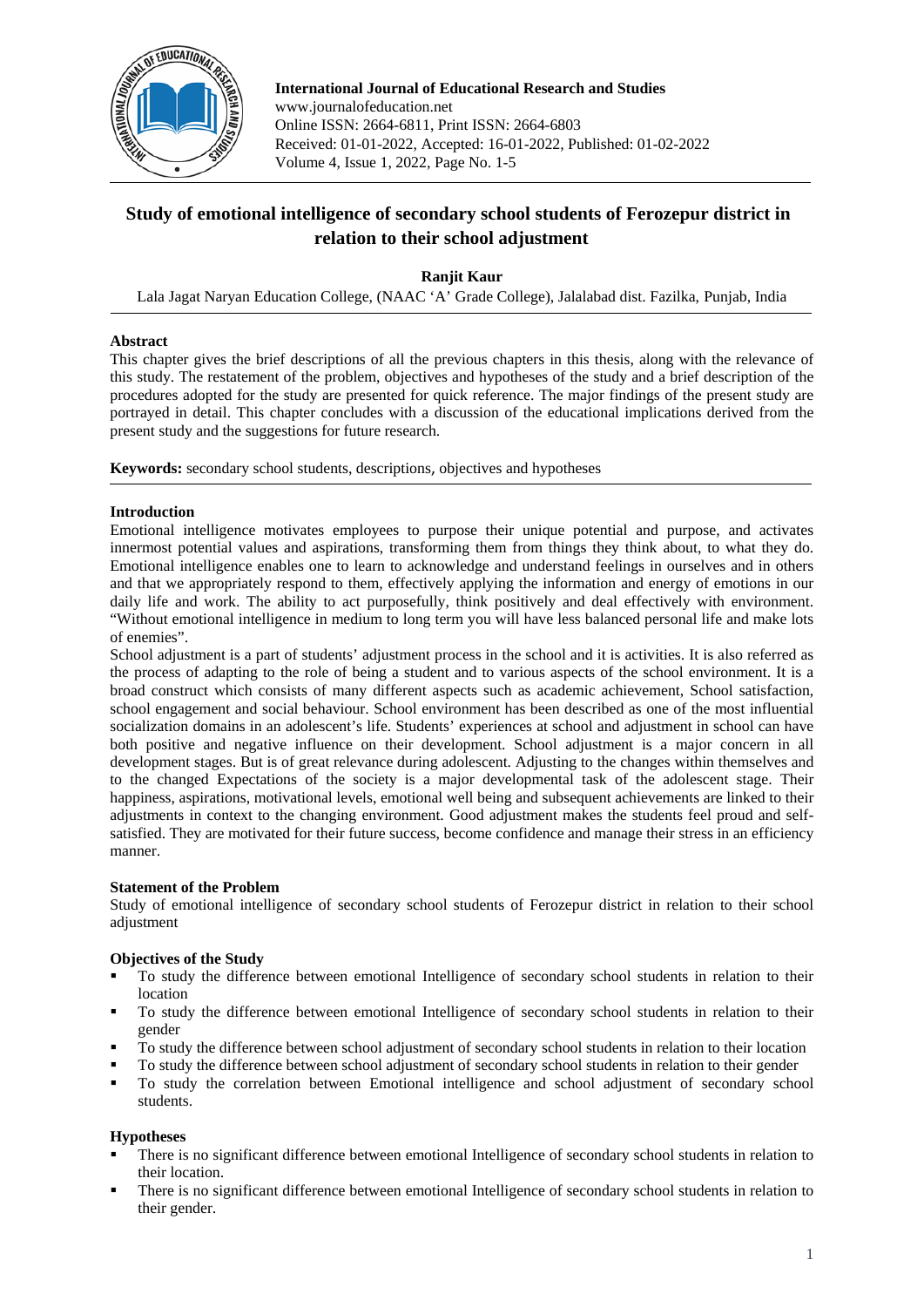International Journal of Educational Research and Studies
www.journalofeducation.net
Online ISSN: 2664-6811, Print ISSN: 2664-6803
Received: 01-01-2022, Accepted: 16-01-2022, Published: 01-02-2022

# Study of emotional intelligence of secondary school students of Ferozepur district in relation to their school adjustment

**Ranjit Kaur**

Lala Jagat Naryan Education College, (NAAC 'A' Grade College), Jalalabad dist. Fazilka, Punjab, India

## Abstract

This chapter gives the brief descriptions of all the previous chapters in this thesis, along with the relevance of this study. The restatement of the problem, objectives and hypotheses of the study and a brief description of the procedures adopted for the study are presented for quick reference. The major findings of the present study are portrayed in detail. This chapter concludes with a discussion of the educational implications derived from the present study and the suggestions for future research.

**Keywords:** secondary school students, descriptions, objectives and hypotheses

## Introduction

Emotional intelligence motivates employees to purpose their unique potential and purpose, and activates innermost potential values and aspirations, transforming them from things they think about, to what they do. Emotional intelligence enables one to learn to acknowledge and understand feelings in ourselves and in others and that we appropriately respond to them, effectively applying the information and energy of emotions in our daily life and work. The ability to act purposefully, think positively and deal effectively with environment. "Without emotional intelligence in medium to long term you will have less balanced personal life and make lots of enemies".

School adjustment is a part of students' adjustment process in the school and it is activities. It is also referred as the process of adapting to the role of being a student and to various aspects of the school environment. It is a broad construct which consists of many different aspects such as academic achievement, School satisfaction, school engagement and social behaviour. School environment has been described as one of the most influential socialization domains in an adolescent's life. Students' experiences at school and adjustment in school can have both positive and negative influence on their development. School adjustment is a major concern in all development stages. But is of great relevance during adolescent. Adjusting to the changes within themselves and to the changed Expectations of the society is a major developmental task of the adolescent stage. Their happiness, aspirations, motivational levels, emotional well being and subsequent achievements are linked to their adjustments in context to the changing environment. Good adjustment makes the students feel proud and self-satisfied. They are motivated for their future success, become confidence and manage their stress in an efficiency manner.

## Statement of the Problem

Study of emotional intelligence of secondary school students of Ferozepur district in relation to their school adjustment

## Objectives of the Study

- To study the difference between emotional Intelligence of secondary school students in relation to their location
- To study the difference between emotional Intelligence of secondary school students in relation to their gender
- To study the difference between school adjustment of secondary school students in relation to their location
- To study the difference between school adjustment of secondary school students in relation to their gender
- To study the correlation between Emotional intelligence and school adjustment of secondary school students.

## Hypotheses

- There is no significant difference between emotional Intelligence of secondary school students in relation to their location.
- There is no significant difference between emotional Intelligence of secondary school students in relation to their gender.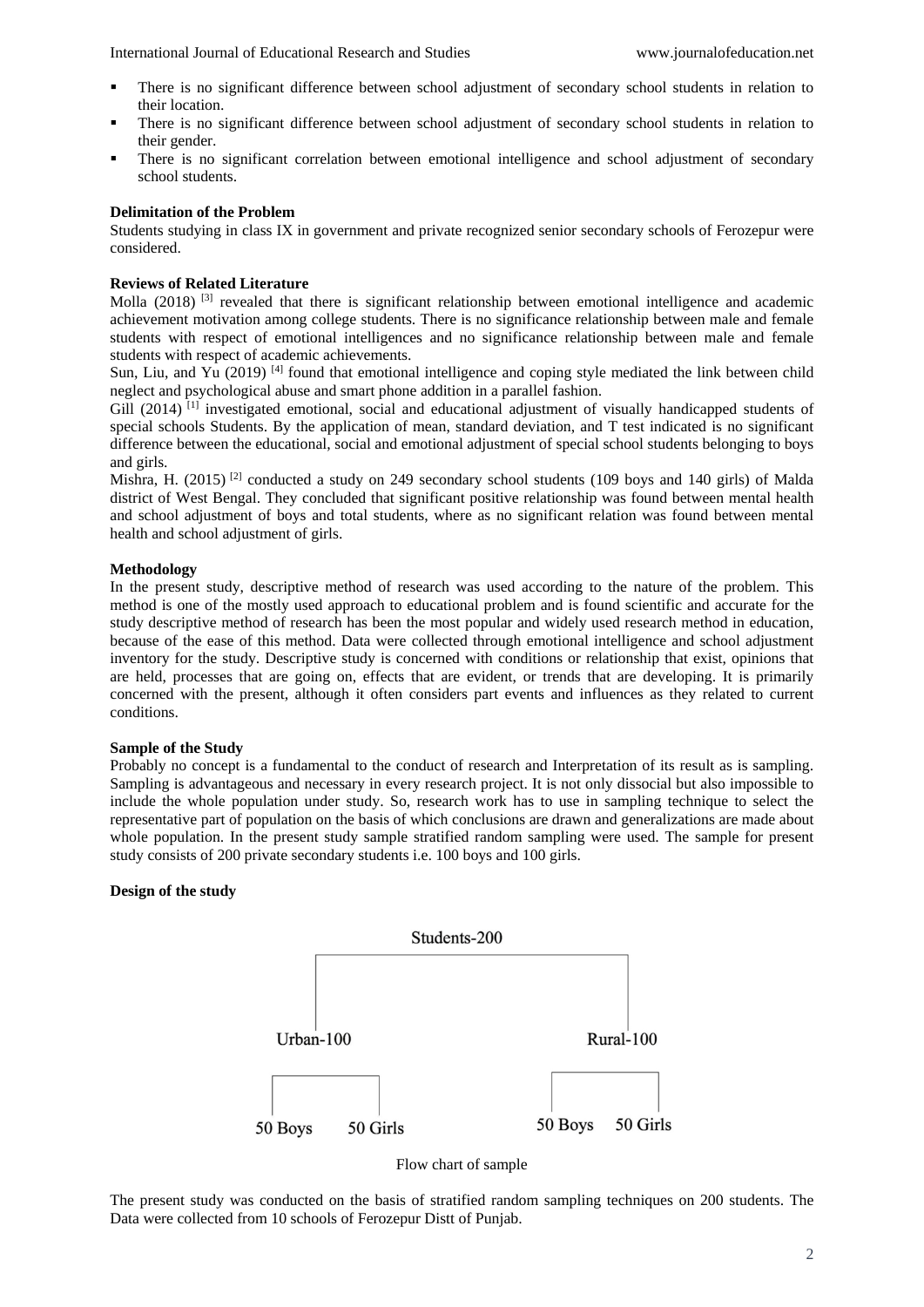- There is no significant difference between school adjustment of secondary school students in relation to their location.
- There is no significant difference between school adjustment of secondary school students in relation to their gender.
- There is no significant correlation between emotional intelligence and school adjustment of secondary school students.

**Delimitation of the Problem**

Students studying in class IX in government and private recognized senior secondary schools of Ferozepur were considered.

**Reviews of Related Literature**

Molla (2018) [3] revealed that there is significant relationship between emotional intelligence and academic achievement motivation among college students. There is no significance relationship between male and female students with respect of emotional intelligences and no significance relationship between male and female students with respect of academic achievements.

Sun, Liu, and Yu (2019) [4] found that emotional intelligence and coping style mediated the link between child neglect and psychological abuse and smart phone addition in a parallel fashion.

Gill (2014) [1] investigated emotional, social and educational adjustment of visually handicapped students of special schools Students. By the application of mean, standard deviation, and T test indicated is no significant difference between the educational, social and emotional adjustment of special school students belonging to boys and girls.

Mishra, H. (2015) [2] conducted a study on 249 secondary school students (109 boys and 140 girls) of Malda district of West Bengal. They concluded that significant positive relationship was found between mental health and school adjustment of boys and total students, where as no significant relation was found between mental health and school adjustment of girls.

**Methodology**

In the present study, descriptive method of research was used according to the nature of the problem. This method is one of the mostly used approach to educational problem and is found scientific and accurate for the study descriptive method of research has been the most popular and widely used research method in education, because of the ease of this method. Data were collected through emotional intelligence and school adjustment inventory for the study. Descriptive study is concerned with conditions or relationship that exist, opinions that are held, processes that are going on, effects that are evident, or trends that are developing. It is primarily concerned with the present, although it often considers part events and influences as they related to current conditions.

**Sample of the Study**

Probably no concept is a fundamental to the conduct of research and Interpretation of its result as is sampling. Sampling is advantageous and necessary in every research project. It is not only dissocial but also impossible to include the whole population under study. So, research work has to use in sampling technique to select the representative part of population on the basis of which conclusions are drawn and generalizations are made about whole population. In the present study sample stratified random sampling were used. The sample for present study consists of 200 private secondary students i.e. 100 boys and 100 girls.

**Design of the study**

Students-200

Urban-100 | Rural-100

50 Boys | 50 Girls | 50 Boys | 50 Girls

Flow chart of sample

The present study was conducted on the basis of stratified random sampling techniques on 200 students. The Data were collected from 10 schools of Ferozepur Distt of Punjab.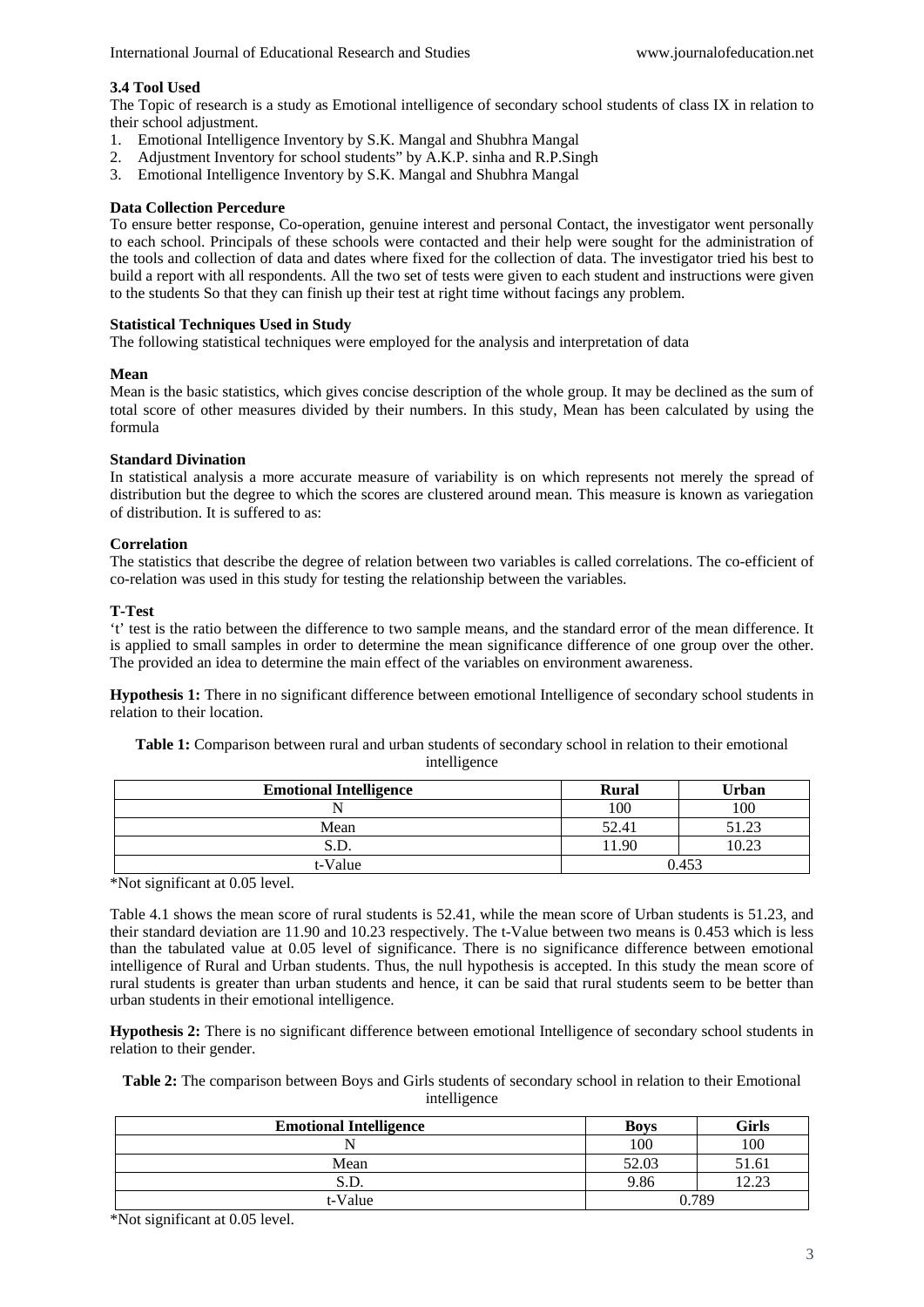### 3.4 Tool Used

The Topic of research is a study as Emotional intelligence of secondary school students of class IX in relation to their school adjustment.

1. Emotional Intelligence Inventory by S.K. Mangal and Shubhra Mangal
2. Adjustment Inventory for school students" by A.K.P. sinha and R.P.Singh
3. Emotional Intelligence Inventory by S.K. Mangal and Shubhra Mangal

### Data Collection Percedure

To ensure better response, Co-operation, genuine interest and personal Contact, the investigator went personally to each school. Principals of these schools were contacted and their help were sought for the administration of the tools and collection of data and dates where fixed for the collection of data. The investigator tried his best to build a report with all respondents. All the two set of tests were given to each student and instructions were given to the students So that they can finish up their test at right time without facings any problem.

### Statistical Techniques Used in Study

The following statistical techniques were employed for the analysis and interpretation of data

### Mean

Mean is the basic statistics, which gives concise description of the whole group. It may be declined as the sum of total score of other measures divided by their numbers. In this study, Mean has been calculated by using the formula

### Standard Divination

In statistical analysis a more accurate measure of variability is on which represents not merely the spread of distribution but the degree to which the scores are clustered around mean. This measure is known as variegation of distribution. It is suffered to as:

### Correlation

The statistics that describe the degree of relation between two variables is called correlations. The co-efficient of co-relation was used in this study for testing the relationship between the variables.

### T-Test

't' test is the ratio between the difference to two sample means, and the standard error of the mean difference. It is applied to small samples in order to determine the mean significance difference of one group over the other. The provided an idea to determine the main effect of the variables on environment awareness.

**Hypothesis 1:** There in no significant difference between emotional Intelligence of secondary school students in relation to their location.

**Table 1:** Comparison between rural and urban students of secondary school in relation to their emotional intelligence

| Emotional Intelligence | Rural | Urban |
|---|---|---|
| N | 100 | 100 |
| Mean | 52.41 | 51.23 |
| S.D. | 11.90 | 10.23 |
| t-Value | 0.453 | |

*Not significant at 0.05 level.

Table 4.1 shows the mean score of rural students is 52.41, while the mean score of Urban students is 51.23, and their standard deviation are 11.90 and 10.23 respectively. The t-Value between two means is 0.453 which is less than the tabulated value at 0.05 level of significance. There is no significance difference between emotional intelligence of Rural and Urban students. Thus, the null hypothesis is accepted. In this study the mean score of rural students is greater than urban students and hence, it can be said that rural students seem to be better than urban students in their emotional intelligence.

**Hypothesis 2:** There is no significant difference between emotional Intelligence of secondary school students in relation to their gender.

**Table 2:** The comparison between Boys and Girls students of secondary school in relation to their Emotional intelligence

| Emotional Intelligence | Boys | Girls |
|---|---|---|
| N | 100 | 100 |
| Mean | 52.03 | 51.61 |
| S.D. | 9.86 | 12.23 |
| t-Value | 0.789 | |

*Not significant at 0.05 level.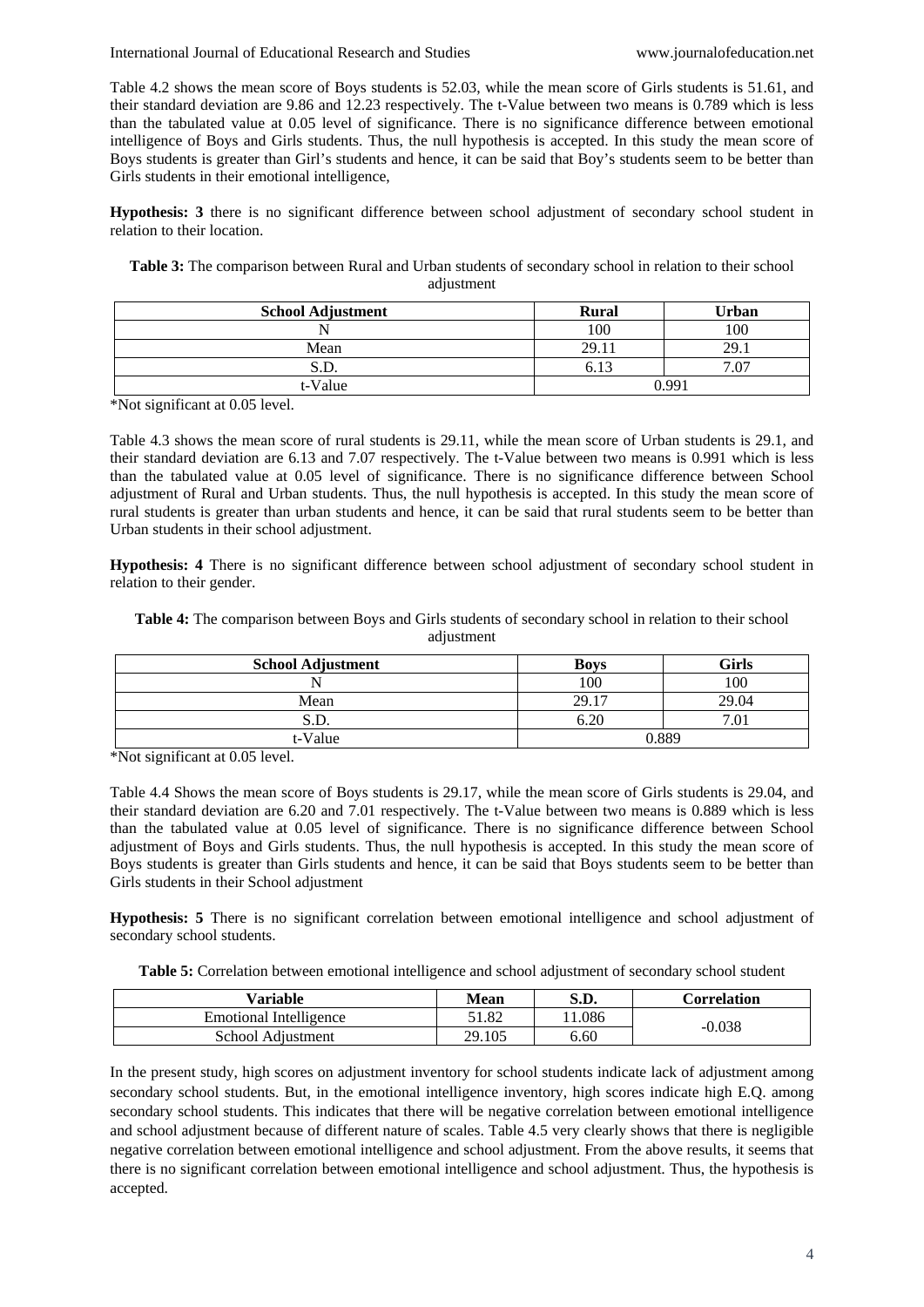Table 4.2 shows the mean score of Boys students is 52.03, while the mean score of Girls students is 51.61, and their standard deviation are 9.86 and 12.23 respectively. The t-Value between two means is 0.789 which is less than the tabulated value at 0.05 level of significance. There is no significance difference between emotional intelligence of Boys and Girls students. Thus, the null hypothesis is accepted. In this study the mean score of Boys students is greater than Girl's students and hence, it can be said that Boy's students seem to be better than Girls students in their emotional intelligence,

**Hypothesis: 3** there is no significant difference between school adjustment of secondary school student in relation to their location.

**Table 3:** The comparison between Rural and Urban students of secondary school in relation to their school adjustment

| School Adjustment | Rural | Urban |
|---|---|---|
| N | 100 | 100 |
| Mean | 29.11 | 29.1 |
| S.D. | 6.13 | 7.07 |
| t-Value | 0.991 | |

*Not significant at 0.05 level.

Table 4.3 shows the mean score of rural students is 29.11, while the mean score of Urban students is 29.1, and their standard deviation are 6.13 and 7.07 respectively. The t-Value between two means is 0.991 which is less than the tabulated value at 0.05 level of significance. There is no significance difference between School adjustment of Rural and Urban students. Thus, the null hypothesis is accepted. In this study the mean score of rural students is greater than urban students and hence, it can be said that rural students seem to be better than Urban students in their school adjustment.

**Hypothesis: 4** There is no significant difference between school adjustment of secondary school student in relation to their gender.

**Table 4:** The comparison between Boys and Girls students of secondary school in relation to their school adjustment

| School Adjustment | Boys | Girls |
|---|---|---|
| N | 100 | 100 |
| Mean | 29.17 | 29.04 |
| S.D. | 6.20 | 7.01 |
| t-Value | 0.889 | |

*Not significant at 0.05 level.

Table 4.4 Shows the mean score of Boys students is 29.17, while the mean score of Girls students is 29.04, and their standard deviation are 6.20 and 7.01 respectively. The t-Value between two means is 0.889 which is less than the tabulated value at 0.05 level of significance. There is no significance difference between School adjustment of Boys and Girls students. Thus, the null hypothesis is accepted. In this study the mean score of Boys students is greater than Girls students and hence, it can be said that Boys students seem to be better than Girls students in their School adjustment

**Hypothesis: 5** There is no significant correlation between emotional intelligence and school adjustment of secondary school students.

**Table 5:** Correlation between emotional intelligence and school adjustment of secondary school student

| Variable | Mean | S.D. | Correlation |
|---|---|---|---|
| Emotional Intelligence | 51.82 | 11.086 | -0.038 |
| School Adjustment | 29.105 | 6.60 | |

In the present study, high scores on adjustment inventory for school students indicate lack of adjustment among secondary school students. But, in the emotional intelligence inventory, high scores indicate high E.Q. among secondary school students. This indicates that there will be negative correlation between emotional intelligence and school adjustment because of different nature of scales. Table 4.5 very clearly shows that there is negligible negative correlation between emotional intelligence and school adjustment. From the above results, it seems that there is no significant correlation between emotional intelligence and school adjustment. Thus, the hypothesis is accepted.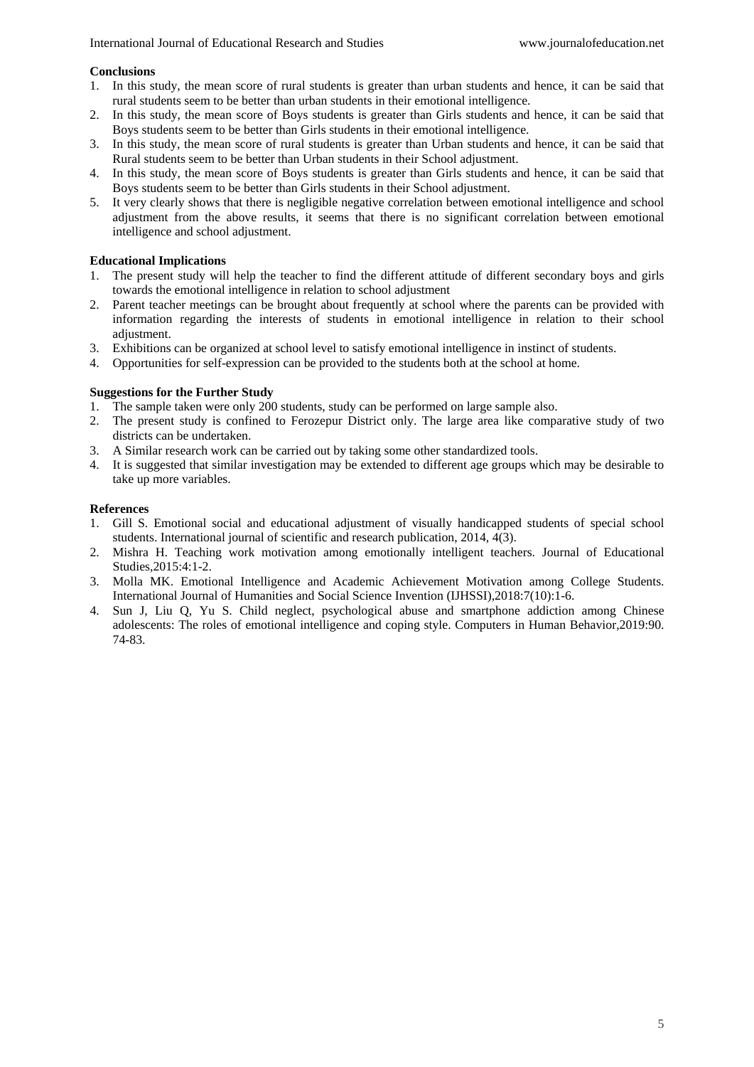### Conclusions

1. In this study, the mean score of rural students is greater than urban students and hence, it can be said that rural students seem to be better than urban students in their emotional intelligence.
2. In this study, the mean score of Boys students is greater than Girls students and hence, it can be said that Boys students seem to be better than Girls students in their emotional intelligence.
3. In this study, the mean score of rural students is greater than Urban students and hence, it can be said that Rural students seem to be better than Urban students in their School adjustment.
4. In this study, the mean score of Boys students is greater than Girls students and hence, it can be said that Boys students seem to be better than Girls students in their School adjustment.
5. It very clearly shows that there is negligible negative correlation between emotional intelligence and school adjustment from the above results, it seems that there is no significant correlation between emotional intelligence and school adjustment.

### Educational Implications

1. The present study will help the teacher to find the different attitude of different secondary boys and girls towards the emotional intelligence in relation to school adjustment
2. Parent teacher meetings can be brought about frequently at school where the parents can be provided with information regarding the interests of students in emotional intelligence in relation to their school adjustment.
3. Exhibitions can be organized at school level to satisfy emotional intelligence in instinct of students.
4. Opportunities for self-expression can be provided to the students both at the school at home.

### Suggestions for the Further Study

1. The sample taken were only 200 students, study can be performed on large sample also.
2. The present study is confined to Ferozepur District only. The large area like comparative study of two districts can be undertaken.
3. A Similar research work can be carried out by taking some other standardized tools.
4. It is suggested that similar investigation may be extended to different age groups which may be desirable to take up more variables.

### References

1. Gill S. Emotional social and educational adjustment of visually handicapped students of special school students. International journal of scientific and research publication, 2014, 4(3).
2. Mishra H. Teaching work motivation among emotionally intelligent teachers. Journal of Educational Studies,2015:4:1-2.
3. Molla MK. Emotional Intelligence and Academic Achievement Motivation among College Students. International Journal of Humanities and Social Science Invention (IJHSSI),2018:7(10):1-6.
4. Sun J, Liu Q, Yu S. Child neglect, psychological abuse and smartphone addiction among Chinese adolescents: The roles of emotional intelligence and coping style. Computers in Human Behavior,2019:90. 74-83.